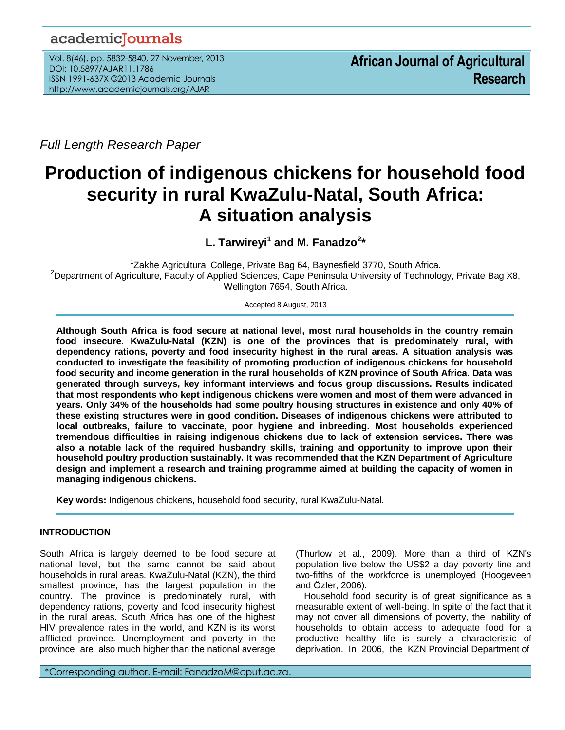*Full Length Research Paper*

# Production of indigenous chickens for household food security in rural KwaZulu-Natal, South Africa: A situation analysis

**L. Tarwireyi[1] and M. Fanadzo[2]\***

[1]Zakhe Agricultural College, Private Bag 64, Baynesfield 3770, South Africa.
[2]Department of Agriculture, Faculty of Applied Sciences, Cape Peninsula University of Technology, Private Bag X8, Wellington 7654, South Africa.

Accepted 8 August, 2013

**Although South Africa is food secure at national level, most rural households in the country remain food insecure. KwaZulu-Natal (KZN) is one of the provinces that is predominately rural, with dependency rations, poverty and food insecurity highest in the rural areas. A situation analysis was conducted to investigate the feasibility of promoting production of indigenous chickens for household food security and income generation in the rural households of KZN province of South Africa. Data was generated through surveys, key informant interviews and focus group discussions. Results indicated that most respondents who kept indigenous chickens were women and most of them were advanced in years. Only 34% of the households had some poultry housing structures in existence and only 40% of these existing structures were in good condition. Diseases of indigenous chickens were attributed to local outbreaks, failure to vaccinate, poor hygiene and inbreeding. Most households experienced tremendous difficulties in raising indigenous chickens due to lack of extension services. There was also a notable lack of the required husbandry skills, training and opportunity to improve upon their household poultry production sustainably. It was recommended that the KZN Department of Agriculture design and implement a research and training programme aimed at building the capacity of women in managing indigenous chickens.**

**Key words:** Indigenous chickens, household food security, rural KwaZulu-Natal.

## INTRODUCTION

South Africa is largely deemed to be food secure at national level, but the same cannot be said about households in rural areas. KwaZulu-Natal (KZN), the third smallest province, has the largest population in the country. The province is predominately rural, with dependency rations, poverty and food insecurity highest in the rural areas. South Africa has one of the highest HIV prevalence rates in the world, and KZN is its worst afflicted province. Unemployment and poverty in the province are also much higher than the national average (Thurlow et al., 2009). More than a third of KZN's population live below the US$2 a day poverty line and two-fifths of the workforce is unemployed (Hoogeveen and Özler, 2006).

Household food security is of great significance as a measurable extent of well-being. In spite of the fact that it may not cover all dimensions of poverty, the inability of households to obtain access to adequate food for a productive healthy life is surely a characteristic of deprivation. In 2006, the KZN Provincial Department of

\*Corresponding author. E-mail: FanadzoM@cput.ac.za.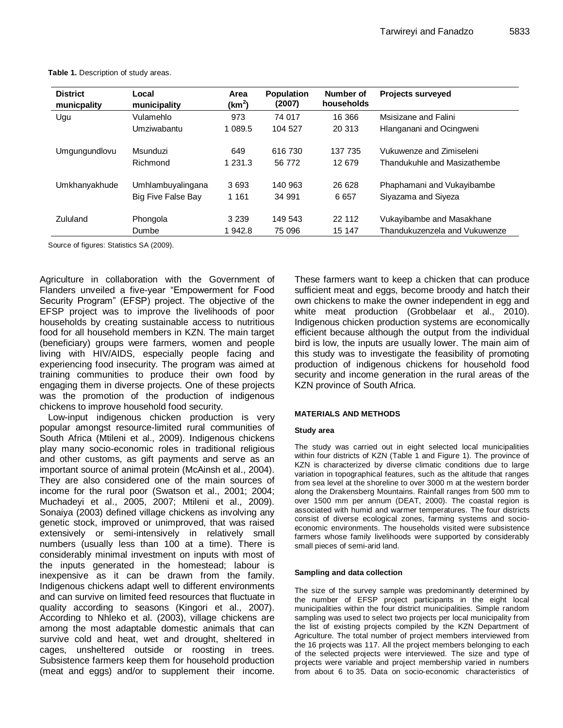**Table 1.** Description of study areas.

| District municpality | Local municipality | Area (km$^2$) | Population (2007) | Number of households | Projects surveyed |
|---|---|---|---|---|---|
| Ugu | Vulamehlo | 973 | 74 017 | 16 366 | Msisizane and Falini |
| | Umziwabantu | 1 089.5 | 104 527 | 20 313 | Hlanganani and Ocingweni |
| Umgungundlovu | Msunduzi | 649 | 616 730 | 137 735 | Vukuwenze and Zimiseleni |
| | Richmond | 1 231.3 | 56 772 | 12 679 | Thandukuhle and Masizathembe |
| Umkhanyakhude | Umhlambuyalingana | 3 693 | 140 963 | 26 628 | Phaphamani and Vukayibambe |
| | Big Five False Bay | 1 161 | 34 991 | 6 657 | Siyazama and Siyeza |
| Zululand | Phongola | 3 239 | 149 543 | 22 112 | Vukayibambe and Masakhane |
| | Dumbe | 1 942.8 | 75 096 | 15 147 | Thandukuzenzela and Vukuwenze |

Source of figures: Statistics SA (2009).

Agriculture in collaboration with the Government of Flanders unveiled a five-year "Empowerment for Food Security Program" (EFSP) project. The objective of the EFSP project was to improve the livelihoods of poor households by creating sustainable access to nutritious food for all household members in KZN. The main target (beneficiary) groups were farmers, women and people living with HIV/AIDS, especially people facing and experiencing food insecurity. The program was aimed at training communities to produce their own food by engaging them in diverse projects. One of these projects was the promotion of the production of indigenous chickens to improve household food security.

Low-input indigenous chicken production is very popular amongst resource-limited rural communities of South Africa (Mtileni et al., 2009). Indigenous chickens play many socio-economic roles in traditional religious and other customs, as gift payments and serve as an important source of animal protein (McAinsh et al., 2004). They are also considered one of the main sources of income for the rural poor (Swatson et al., 2001; 2004; Muchadeyi et al., 2005, 2007; Mtileni et al., 2009). Sonaiya (2003) defined village chickens as involving any genetic stock, improved or unimproved, that was raised extensively or semi-intensively in relatively small numbers (usually less than 100 at a time). There is considerably minimal investment on inputs with most of the inputs generated in the homestead; labour is inexpensive as it can be drawn from the family. Indigenous chickens adapt well to different environments and can survive on limited feed resources that fluctuate in quality according to seasons (Kingori et al., 2007). According to Nhleko et al. (2003), village chickens are among the most adaptable domestic animals that can survive cold and heat, wet and drought, sheltered in cages, unsheltered outside or roosting in trees. Subsistence farmers keep them for household production (meat and eggs) and/or to supplement their income. These farmers want to keep a chicken that can produce sufficient meat and eggs, become broody and hatch their own chickens to make the owner independent in egg and white meat production (Grobbelaar et al., 2010). Indigenous chicken production systems are economically efficient because although the output from the individual bird is low, the inputs are usually lower. The main aim of this study was to investigate the feasibility of promoting production of indigenous chickens for household food security and income generation in the rural areas of the KZN province of South Africa.

## MATERIALS AND METHODS

### Study area

The study was carried out in eight selected local municipalities within four districts of KZN (Table 1 and Figure 1). The province of KZN is characterized by diverse climatic conditions due to large variation in topographical features, such as the altitude that ranges from sea level at the shoreline to over 3000 m at the western border along the Drakensberg Mountains. Rainfall ranges from 500 mm to over 1500 mm per annum (DEAT, 2000). The coastal region is associated with humid and warmer temperatures. The four districts consist of diverse ecological zones, farming systems and socio-economic environments. The households visited were subsistence farmers whose family livelihoods were supported by considerably small pieces of semi-arid land.

### Sampling and data collection

The size of the survey sample was predominantly determined by the number of EFSP project participants in the eight local municipalities within the four district municipalities. Simple random sampling was used to select two projects per local municipality from the list of existing projects compiled by the KZN Department of Agriculture. The total number of project members interviewed from the 16 projects was 117. All the project members belonging to each of the selected projects were interviewed. The size and type of projects were variable and project membership varied in numbers from about 6 to 35. Data on socio-economic characteristics of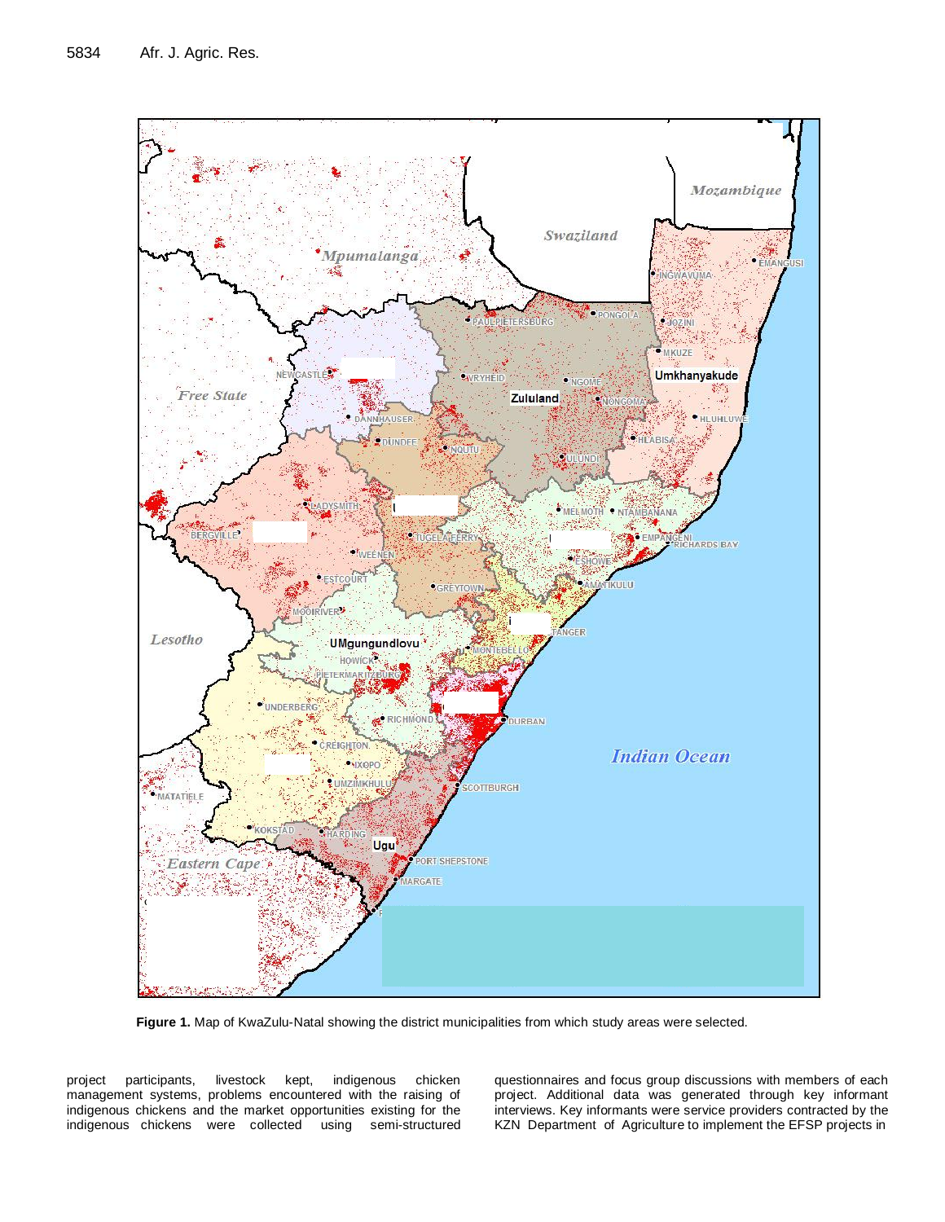**Figure 1.** Map of KwaZulu-Natal showing the district municipalities from which study areas were selected.

project participants, livestock kept, indigenous chicken management systems, problems encountered with the raising of indigenous chickens and the market opportunities existing for the indigenous chickens were collected using semi-structured questionnaires and focus group discussions with members of each project. Additional data was generated through key informant interviews. Key informants were service providers contracted by the KZN Department of Agriculture to implement the EFSP projects in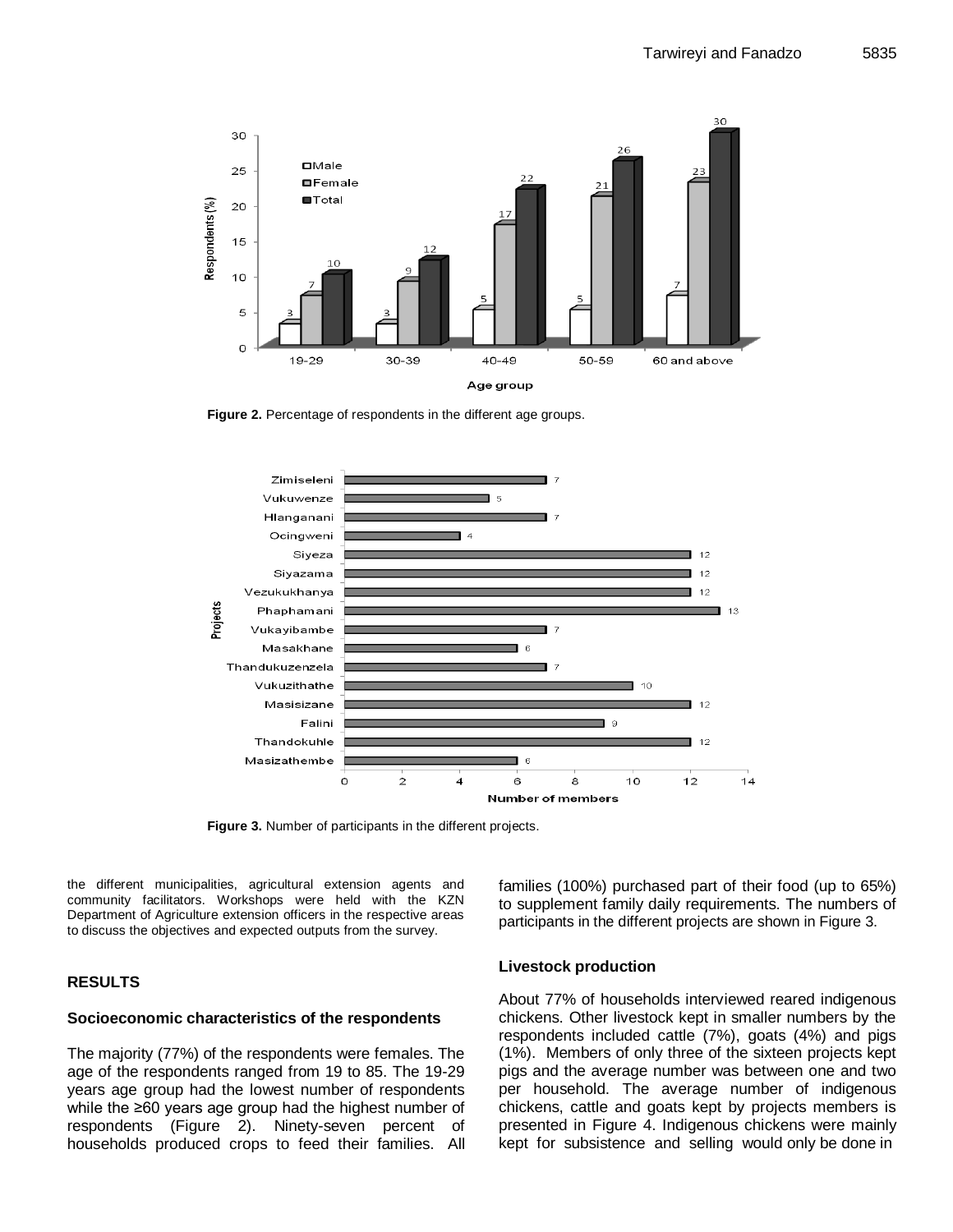Figure 2. Percentage of respondents in the different age groups.

Figure 3. Number of participants in the different projects.

the different municipalities, agricultural extension agents and community facilitators. Workshops were held with the KZN Department of Agriculture extension officers in the respective areas to discuss the objectives and expected outputs from the survey.

## RESULTS

### Socioeconomic characteristics of the respondents

The majority (77%) of the respondents were females. The age of the respondents ranged from 19 to 85. The 19-29 years age group had the lowest number of respondents while the ≥60 years age group had the highest number of respondents (Figure 2). Ninety-seven percent of households produced crops to feed their families. All families (100%) purchased part of their food (up to 65%) to supplement family daily requirements. The numbers of participants in the different projects are shown in Figure 3.

### Livestock production

About 77% of households interviewed reared indigenous chickens. Other livestock kept in smaller numbers by the respondents included cattle (7%), goats (4%) and pigs (1%). Members of only three of the sixteen projects kept pigs and the average number was between one and two per household. The average number of indigenous chickens, cattle and goats kept by projects members is presented in Figure 4. Indigenous chickens were mainly kept for subsistence and selling would only be done in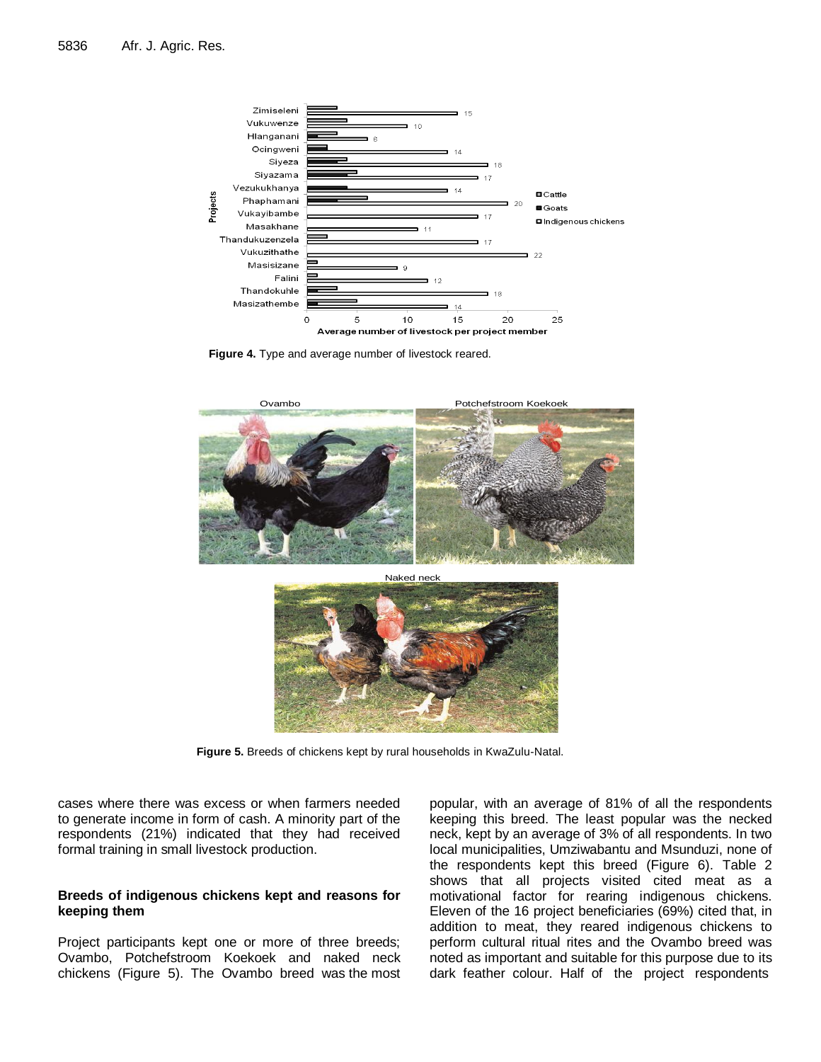Figure 4. Type and average number of livestock reared.

Figure 5. Breeds of chickens kept by rural households in KwaZulu-Natal.

cases where there was excess or when farmers needed to generate income in form of cash. A minority part of the respondents (21%) indicated that they had received formal training in small livestock production.

**Breeds of indigenous chickens kept and reasons for keeping them**

Project participants kept one or more of three breeds; Ovambo, Potchefstroom Koekoek and naked neck chickens (Figure 5). The Ovambo breed was the most popular, with an average of 81% of all the respondents keeping this breed. The least popular was the necked neck, kept by an average of 3% of all respondents. In two local municipalities, Umziwabantu and Msunduzi, none of the respondents kept this breed (Figure 6). Table 2 shows that all projects visited cited meat as a motivational factor for rearing indigenous chickens. Eleven of the 16 project beneficiaries (69%) cited that, in addition to meat, they reared indigenous chickens to perform cultural ritual rites and the Ovambo breed was noted as important and suitable for this purpose due to its dark feather colour. Half of the project respondents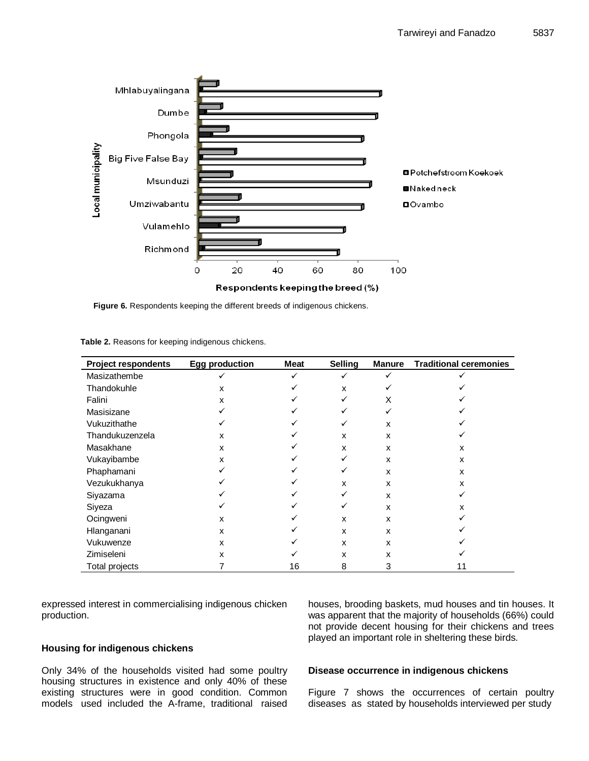Figure 6. Respondents keeping the different breeds of indigenous chickens.

**Table 2.** Reasons for keeping indigenous chickens.

| Project respondents | Egg production | Meat | Selling | Manure | Traditional ceremonies |
|---|---|---|---|---|---|
| Masizathembe | ✓ | ✓ | ✓ | ✓ | ✓ |
| Thandokuhle | x | ✓ | x | ✓ | ✓ |
| Falini | x | ✓ | ✓ | X | ✓ |
| Masisizane | ✓ | ✓ | ✓ | ✓ | ✓ |
| Vukuzithathe | ✓ | ✓ | ✓ | x | ✓ |
| Thandukuzenzela | x | ✓ | x | x | ✓ |
| Masakhane | x | ✓ | x | x | x |
| Vukayibambe | x | ✓ | ✓ | x | x |
| Phaphamani | ✓ | ✓ | ✓ | x | x |
| Vezukukhanya | ✓ | ✓ | x | x | x |
| Siyazama | ✓ | ✓ | ✓ | x | ✓ |
| Siyeza | ✓ | ✓ | ✓ | x | x |
| Ocingweni | x | ✓ | x | x | ✓ |
| Hlanganani | x | ✓ | x | x | ✓ |
| Vukuwenze | x | ✓ | x | x | ✓ |
| Zimiseleni | x | ✓ | x | x | ✓ |
| Total projects | 7 | 16 | 8 | 3 | 11 |

expressed interest in commercialising indigenous chicken production.

### Housing for indigenous chickens

Only 34% of the households visited had some poultry housing structures in existence and only 40% of these existing structures were in good condition. Common models used included the A-frame, traditional raised houses, brooding baskets, mud houses and tin houses. It was apparent that the majority of households (66%) could not provide decent housing for their chickens and trees played an important role in sheltering these birds.

### Disease occurrence in indigenous chickens

Figure 7 shows the occurrences of certain poultry diseases as stated by households interviewed per study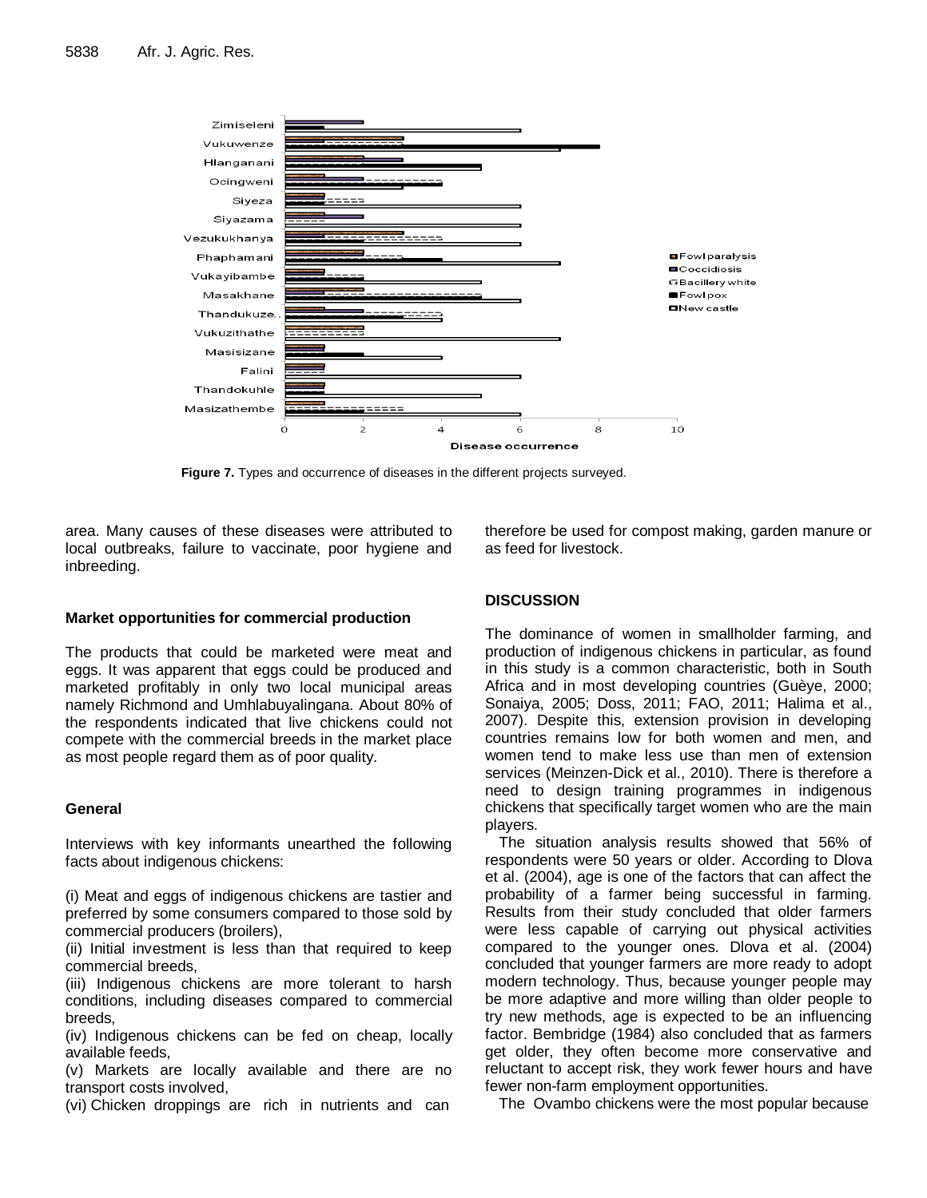**Figure 7.** Types and occurrence of diseases in the different projects surveyed.

area. Many causes of these diseases were attributed to local outbreaks, failure to vaccinate, poor hygiene and inbreeding.

### Market opportunities for commercial production

The products that could be marketed were meat and eggs. It was apparent that eggs could be produced and marketed profitably in only two local municipal areas namely Richmond and Umhlabuyalingana. About 80% of the respondents indicated that live chickens could not compete with the commercial breeds in the market place as most people regard them as of poor quality.

### General

Interviews with key informants unearthed the following facts about indigenous chickens:

(i) Meat and eggs of indigenous chickens are tastier and preferred by some consumers compared to those sold by commercial producers (broilers),
(ii) Initial investment is less than that required to keep commercial breeds,
(iii) Indigenous chickens are more tolerant to harsh conditions, including diseases compared to commercial breeds,
(iv) Indigenous chickens can be fed on cheap, locally available feeds,
(v) Markets are locally available and there are no transport costs involved,
(vi) Chicken droppings are rich in nutrients and can therefore be used for compost making, garden manure or as feed for livestock.

## DISCUSSION

The dominance of women in smallholder farming, and production of indigenous chickens in particular, as found in this study is a common characteristic, both in South Africa and in most developing countries (Guèye, 2000; Sonaiya, 2005; Doss, 2011; FAO, 2011; Halima et al., 2007). Despite this, extension provision in developing countries remains low for both women and men, and women tend to make less use than men of extension services (Meinzen-Dick et al., 2010). There is therefore a need to design training programmes in indigenous chickens that specifically target women who are the main players.

The situation analysis results showed that 56% of respondents were 50 years or older. According to Dlova et al. (2004), age is one of the factors that can affect the probability of a farmer being successful in farming. Results from their study concluded that older farmers were less capable of carrying out physical activities compared to the younger ones. Dlova et al. (2004) concluded that younger farmers are more ready to adopt modern technology. Thus, because younger people may be more adaptive and more willing than older people to try new methods, age is expected to be an influencing factor. Bembridge (1984) also concluded that as farmers get older, they often become more conservative and reluctant to accept risk, they work fewer hours and have fewer non-farm employment opportunities.

The Ovambo chickens were the most popular because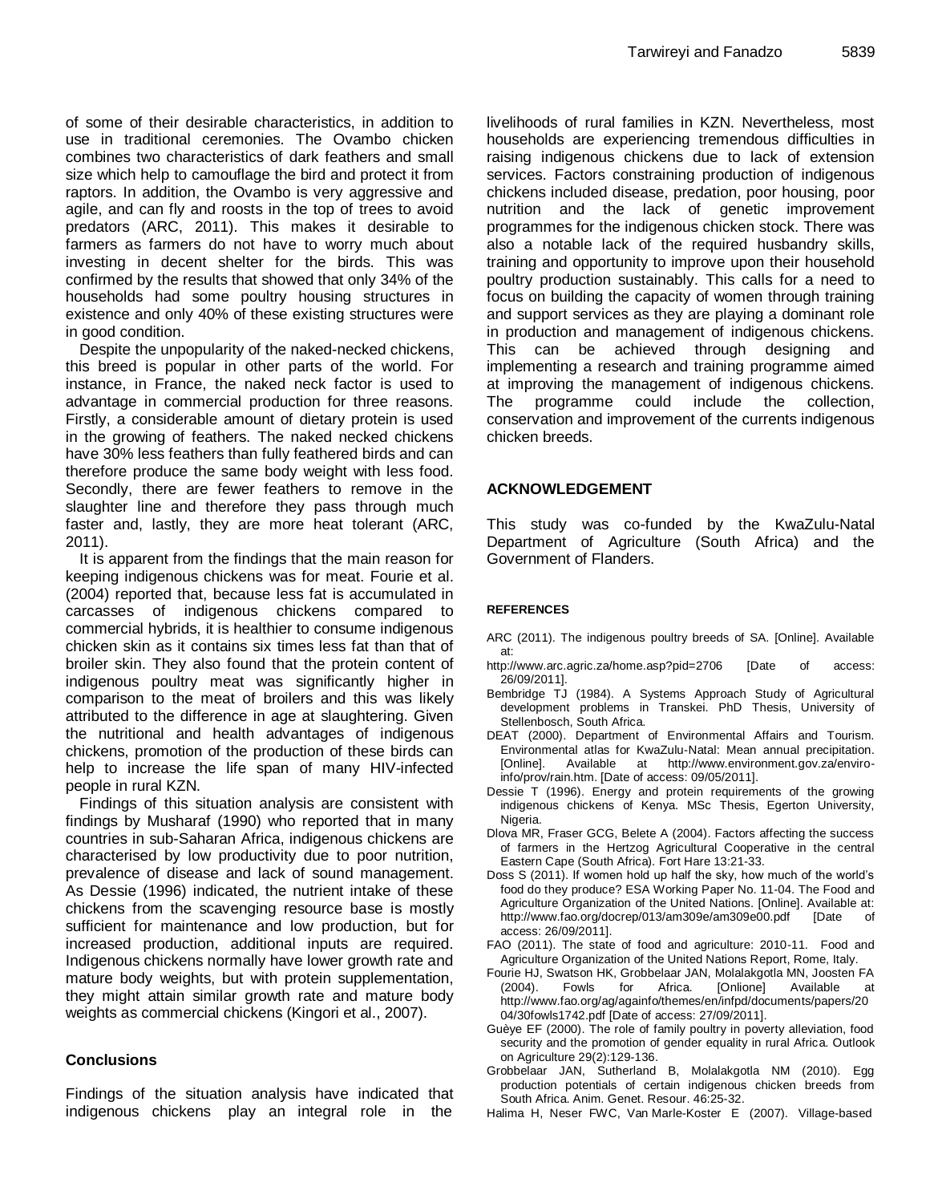of some of their desirable characteristics, in addition to use in traditional ceremonies. The Ovambo chicken combines two characteristics of dark feathers and small size which help to camouflage the bird and protect it from raptors. In addition, the Ovambo is very aggressive and agile, and can fly and roosts in the top of trees to avoid predators (ARC, 2011). This makes it desirable to farmers as farmers do not have to worry much about investing in decent shelter for the birds. This was confirmed by the results that showed that only 34% of the households had some poultry housing structures in existence and only 40% of these existing structures were in good condition.

Despite the unpopularity of the naked-necked chickens, this breed is popular in other parts of the world. For instance, in France, the naked neck factor is used to advantage in commercial production for three reasons. Firstly, a considerable amount of dietary protein is used in the growing of feathers. The naked necked chickens have 30% less feathers than fully feathered birds and can therefore produce the same body weight with less food. Secondly, there are fewer feathers to remove in the slaughter line and therefore they pass through much faster and, lastly, they are more heat tolerant (ARC, 2011).

It is apparent from the findings that the main reason for keeping indigenous chickens was for meat. Fourie et al. (2004) reported that, because less fat is accumulated in carcasses of indigenous chickens compared to commercial hybrids, it is healthier to consume indigenous chicken skin as it contains six times less fat than that of broiler skin. They also found that the protein content of indigenous poultry meat was significantly higher in comparison to the meat of broilers and this was likely attributed to the difference in age at slaughtering. Given the nutritional and health advantages of indigenous chickens, promotion of the production of these birds can help to increase the life span of many HIV-infected people in rural KZN.

Findings of this situation analysis are consistent with findings by Musharaf (1990) who reported that in many countries in sub-Saharan Africa, indigenous chickens are characterised by low productivity due to poor nutrition, prevalence of disease and lack of sound management. As Dessie (1996) indicated, the nutrient intake of these chickens from the scavenging resource base is mostly sufficient for maintenance and low production, but for increased production, additional inputs are required. Indigenous chickens normally have lower growth rate and mature body weights, but with protein supplementation, they might attain similar growth rate and mature body weights as commercial chickens (Kingori et al., 2007).

## Conclusions

Findings of the situation analysis have indicated that indigenous chickens play an integral role in the livelihoods of rural families in KZN. Nevertheless, most households are experiencing tremendous difficulties in raising indigenous chickens due to lack of extension services. Factors constraining production of indigenous chickens included disease, predation, poor housing, poor nutrition and the lack of genetic improvement programmes for the indigenous chicken stock. There was also a notable lack of the required husbandry skills, training and opportunity to improve upon their household poultry production sustainably. This calls for a need to focus on building the capacity of women through training and support services as they are playing a dominant role in production and management of indigenous chickens. This can be achieved through designing and implementing a research and training programme aimed at improving the management of indigenous chickens. The programme could include the collection, conservation and improvement of the currents indigenous chicken breeds.

## ACKNOWLEDGEMENT

This study was co-funded by the KwaZulu-Natal Department of Agriculture (South Africa) and the Government of Flanders.

## REFERENCES

ARC (2011). The indigenous poultry breeds of SA. [Online]. Available at: http://www.arc.agric.za/home.asp?pid=2706 [Date of access: 26/09/2011].

Bembridge TJ (1984). A Systems Approach Study of Agricultural development problems in Transkei. PhD Thesis, University of Stellenbosch, South Africa.

DEAT (2000). Department of Environmental Affairs and Tourism. Environmental atlas for KwaZulu-Natal: Mean annual precipitation. [Online]. Available at http://www.environment.gov.za/enviro-info/prov/rain.htm. [Date of access: 09/05/2011].

Dessie T (1996). Energy and protein requirements of the growing indigenous chickens of Kenya. MSc Thesis, Egerton University, Nigeria.

Dlova MR, Fraser GCG, Belete A (2004). Factors affecting the success of farmers in the Hertzog Agricultural Cooperative in the central Eastern Cape (South Africa). Fort Hare 13:21-33.

Doss S (2011). If women hold up half the sky, how much of the world's food do they produce? ESA Working Paper No. 11-04. The Food and Agriculture Organization of the United Nations. [Online]. Available at: http://www.fao.org/docrep/013/am309e/am309e00.pdf [Date of access: 26/09/2011].

FAO (2011). The state of food and agriculture: 2010-11. Food and Agriculture Organization of the United Nations Report, Rome, Italy.

Fourie HJ, Swatson HK, Grobbelaar JAN, Molalakgotla MN, Joosten FA (2004). Fowls for Africa. [Onlione] Available at http://www.fao.org/ag/againfo/themes/en/infpd/documents/papers/2004/30fowls1742.pdf [Date of access: 27/09/2011].

Guèye EF (2000). The role of family poultry in poverty alleviation, food security and the promotion of gender equality in rural Africa. Outlook on Agriculture 29(2):129-136.

Grobbelaar JAN, Sutherland B, Molalakgotla NM (2010). Egg production potentials of certain indigenous chicken breeds from South Africa. Anim. Genet. Resour. 46:25-32.

Halima H, Neser FWC, Van Marle-Koster E (2007). Village-based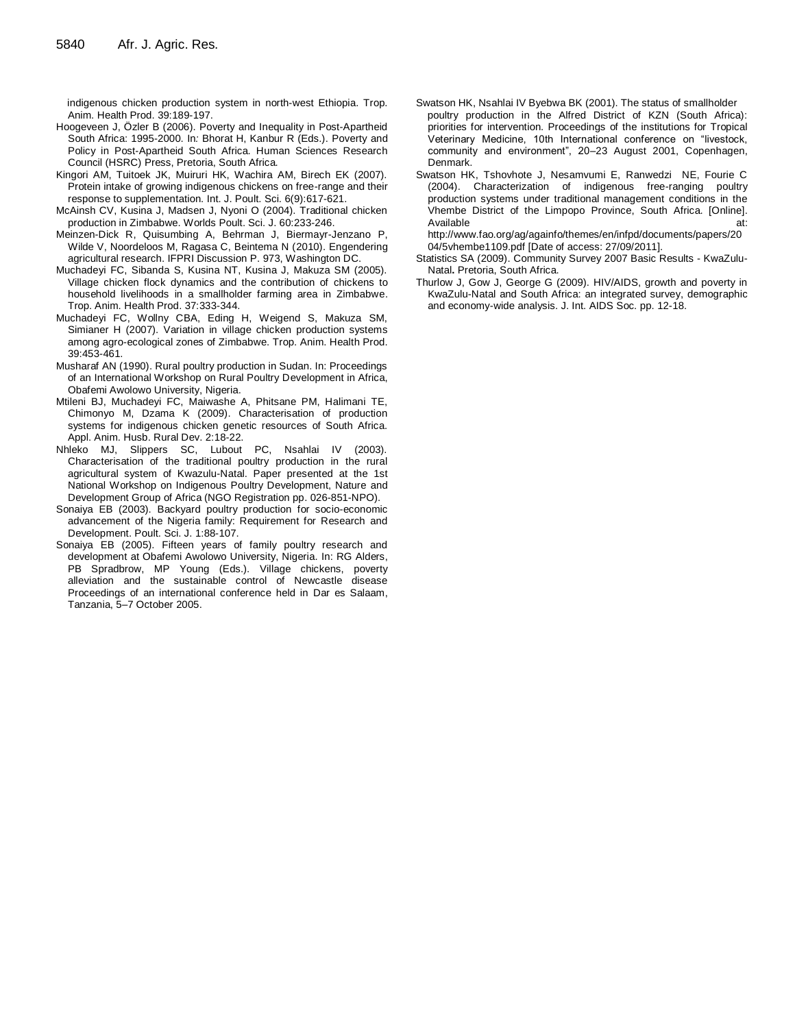indigenous chicken production system in north-west Ethiopia. Trop. Anim. Health Prod. 39:189-197.

Hoogeveen J, Özler B (2006). Poverty and Inequality in Post-Apartheid South Africa: 1995-2000. In: Bhorat H, Kanbur R (Eds.). Poverty and Policy in Post-Apartheid South Africa. Human Sciences Research Council (HSRC) Press, Pretoria, South Africa.

Kingori AM, Tuitoek JK, Muiruri HK, Wachira AM, Birech EK (2007). Protein intake of growing indigenous chickens on free-range and their response to supplementation. Int. J. Poult. Sci. 6(9):617-621.

McAinsh CV, Kusina J, Madsen J, Nyoni O (2004). Traditional chicken production in Zimbabwe. Worlds Poult. Sci. J. 60:233-246.

Meinzen-Dick R, Quisumbing A, Behrman J, Biermayr-Jenzano P, Wilde V, Noordeloos M, Ragasa C, Beintema N (2010). Engendering agricultural research. IFPRI Discussion P. 973, Washington DC.

Muchadeyi FC, Sibanda S, Kusina NT, Kusina J, Makuza SM (2005). Village chicken flock dynamics and the contribution of chickens to household livelihoods in a smallholder farming area in Zimbabwe. Trop. Anim. Health Prod. 37:333-344.

Muchadeyi FC, Wollny CBA, Eding H, Weigend S, Makuza SM, Simianer H (2007). Variation in village chicken production systems among agro-ecological zones of Zimbabwe. Trop. Anim. Health Prod. 39:453-461.

Musharaf AN (1990). Rural poultry production in Sudan. In: Proceedings of an International Workshop on Rural Poultry Development in Africa, Obafemi Awolowo University, Nigeria.

Mtileni BJ, Muchadeyi FC, Maiwashe A, Phitsane PM, Halimani TE, Chimonyo M, Dzama K (2009). Characterisation of production systems for indigenous chicken genetic resources of South Africa. Appl. Anim. Husb. Rural Dev. 2:18-22.

Nhleko MJ, Slippers SC, Lubout PC, Nsahlai IV (2003). Characterisation of the traditional poultry production in the rural agricultural system of Kwazulu-Natal. Paper presented at the 1st National Workshop on Indigenous Poultry Development, Nature and Development Group of Africa (NGO Registration pp. 026-851-NPO).

Sonaiya EB (2003). Backyard poultry production for socio-economic advancement of the Nigeria family: Requirement for Research and Development. Poult. Sci. J. 1:88-107.

Sonaiya EB (2005). Fifteen years of family poultry research and development at Obafemi Awolowo University, Nigeria. In: RG Alders, PB Spradbrow, MP Young (Eds.). Village chickens, poverty alleviation and the sustainable control of Newcastle disease Proceedings of an international conference held in Dar es Salaam, Tanzania, 5–7 October 2005.

Swatson HK, Nsahlai IV Byebwa BK (2001). The status of smallholder poultry production in the Alfred District of KZN (South Africa): priorities for intervention. Proceedings of the institutions for Tropical Veterinary Medicine, 10th International conference on "livestock, community and environment", 20–23 August 2001, Copenhagen, Denmark.

Swatson HK, Tshovhote J, Nesamvumi E, Ranwedzi NE, Fourie C (2004). Characterization of indigenous free-ranging poultry production systems under traditional management conditions in the Vhembe District of the Limpopo Province, South Africa. [Online]. Available at: http://www.fao.org/ag/againfo/themes/en/infpd/documents/papers/2004/5vhembe1109.pdf [Date of access: 27/09/2011].

Statistics SA (2009). Community Survey 2007 Basic Results - KwaZulu-Natal**.** Pretoria, South Africa.

Thurlow J, Gow J, George G (2009). HIV/AIDS, growth and poverty in KwaZulu-Natal and South Africa: an integrated survey, demographic and economy-wide analysis. J. Int. AIDS Soc. pp. 12-18.